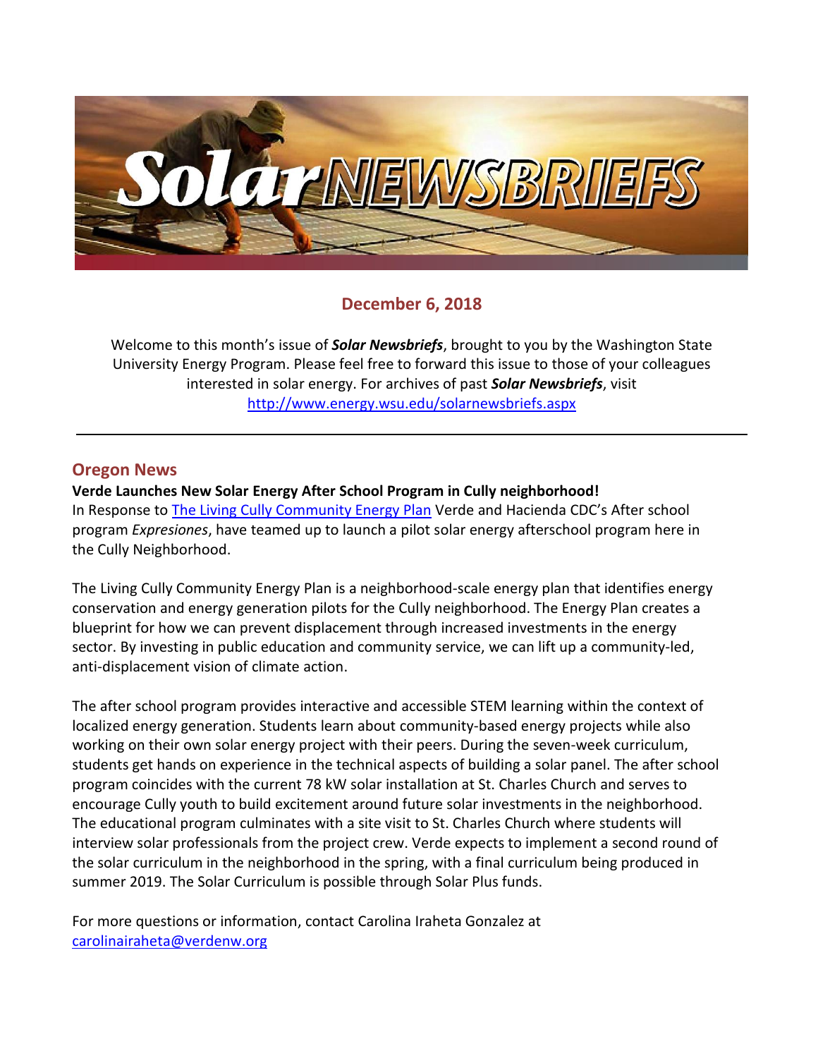# Solar NEWSBRIEFS

**December 6, 2018**

Welcome to this month's issue of ***Solar Newsbriefs***, brought to you by the Washington State University Energy Program. Please feel free to forward this issue to those of your colleagues interested in solar energy. For archives of past ***Solar Newsbriefs***, visit http://www.energy.wsu.edu/solarnewsbriefs.aspx

---

## Oregon News

**Verde Launches New Solar Energy After School Program in Cully neighborhood!**

In Response to The Living Cully Community Energy Plan Verde and Hacienda CDC's After school program *Expresiones*, have teamed up to launch a pilot solar energy afterschool program here in the Cully Neighborhood.

The Living Cully Community Energy Plan is a neighborhood-scale energy plan that identifies energy conservation and energy generation pilots for the Cully neighborhood. The Energy Plan creates a blueprint for how we can prevent displacement through increased investments in the energy sector. By investing in public education and community service, we can lift up a community-led, anti-displacement vision of climate action.

The after school program provides interactive and accessible STEM learning within the context of localized energy generation. Students learn about community-based energy projects while also working on their own solar energy project with their peers. During the seven-week curriculum, students get hands on experience in the technical aspects of building a solar panel. The after school program coincides with the current 78 kW solar installation at St. Charles Church and serves to encourage Cully youth to build excitement around future solar investments in the neighborhood. The educational program culminates with a site visit to St. Charles Church where students will interview solar professionals from the project crew. Verde expects to implement a second round of the solar curriculum in the neighborhood in the spring, with a final curriculum being produced in summer 2019. The Solar Curriculum is possible through Solar Plus funds.

For more questions or information, contact Carolina Iraheta Gonzalez at carolinairaheta@verdenw.org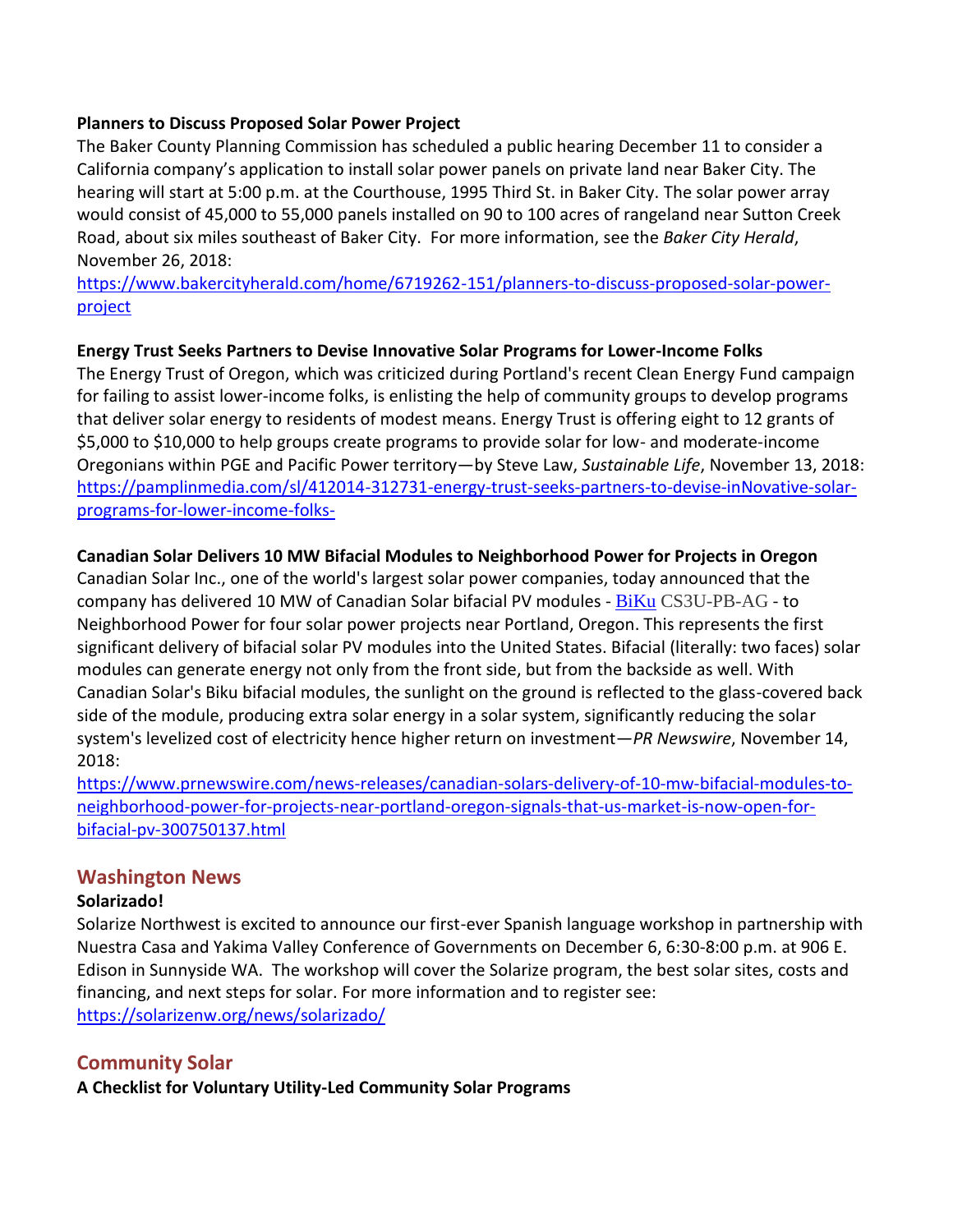**Planners to Discuss Proposed Solar Power Project**

The Baker County Planning Commission has scheduled a public hearing December 11 to consider a California company's application to install solar power panels on private land near Baker City. The hearing will start at 5:00 p.m. at the Courthouse, 1995 Third St. in Baker City. The solar power array would consist of 45,000 to 55,000 panels installed on 90 to 100 acres of rangeland near Sutton Creek Road, about six miles southeast of Baker City. For more information, see the *Baker City Herald*, November 26, 2018:
https://www.bakercityherald.com/home/6719262-151/planners-to-discuss-proposed-solar-power-project

**Energy Trust Seeks Partners to Devise Innovative Solar Programs for Lower-Income Folks**

The Energy Trust of Oregon, which was criticized during Portland's recent Clean Energy Fund campaign for failing to assist lower-income folks, is enlisting the help of community groups to develop programs that deliver solar energy to residents of modest means. Energy Trust is offering eight to 12 grants of $5,000 to $10,000 to help groups create programs to provide solar for low- and moderate-income Oregonians within PGE and Pacific Power territory—by Steve Law, *Sustainable Life*, November 13, 2018:
https://pamplinmedia.com/sl/412014-312731-energy-trust-seeks-partners-to-devise-inNovative-solar-programs-for-lower-income-folks-

**Canadian Solar Delivers 10 MW Bifacial Modules to Neighborhood Power for Projects in Oregon**

Canadian Solar Inc., one of the world's largest solar power companies, today announced that the company has delivered 10 MW of Canadian Solar bifacial PV modules - BiKu CS3U-PB-AG - to Neighborhood Power for four solar power projects near Portland, Oregon. This represents the first significant delivery of bifacial solar PV modules into the United States. Bifacial (literally: two faces) solar modules can generate energy not only from the front side, but from the backside as well. With Canadian Solar's Biku bifacial modules, the sunlight on the ground is reflected to the glass-covered back side of the module, producing extra solar energy in a solar system, significantly reducing the solar system's levelized cost of electricity hence higher return on investment—*PR Newswire*, November 14, 2018:
https://www.prnewswire.com/news-releases/canadian-solars-delivery-of-10-mw-bifacial-modules-to-neighborhood-power-for-projects-near-portland-oregon-signals-that-us-market-is-now-open-for-bifacial-pv-300750137.html

## Washington News

**Solarizado!**

Solarize Northwest is excited to announce our first-ever Spanish language workshop in partnership with Nuestra Casa and Yakima Valley Conference of Governments on December 6, 6:30-8:00 p.m. at 906 E. Edison in Sunnyside WA. The workshop will cover the Solarize program, the best solar sites, costs and financing, and next steps for solar. For more information and to register see:
https://solarizenw.org/news/solarizado/

## Community Solar

**A Checklist for Voluntary Utility-Led Community Solar Programs**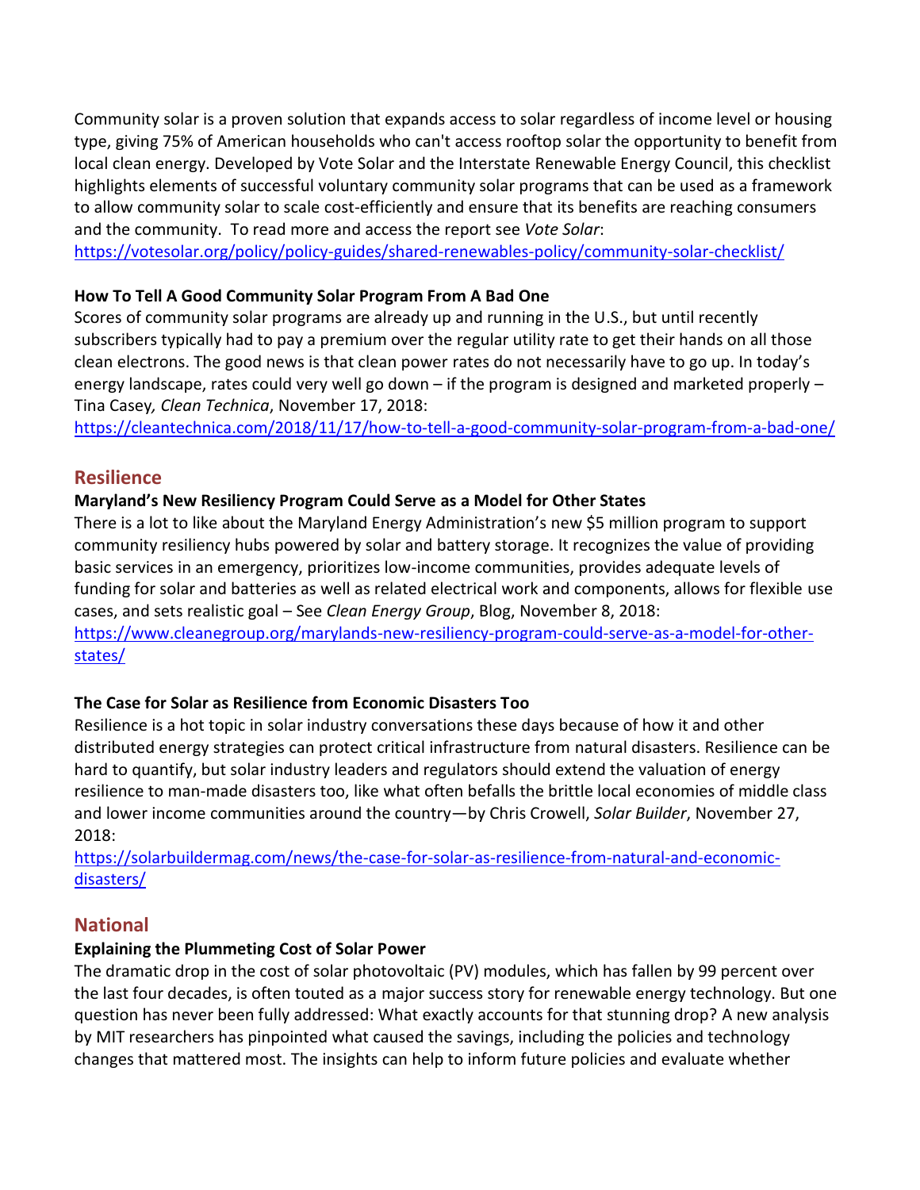Community solar is a proven solution that expands access to solar regardless of income level or housing type, giving 75% of American households who can't access rooftop solar the opportunity to benefit from local clean energy. Developed by Vote Solar and the Interstate Renewable Energy Council, this checklist highlights elements of successful voluntary community solar programs that can be used as a framework to allow community solar to scale cost-efficiently and ensure that its benefits are reaching consumers and the community. To read more and access the report see *Vote Solar*: https://votesolar.org/policy/policy-guides/shared-renewables-policy/community-solar-checklist/

**How To Tell A Good Community Solar Program From A Bad One**

Scores of community solar programs are already up and running in the U.S., but until recently subscribers typically had to pay a premium over the regular utility rate to get their hands on all those clean electrons. The good news is that clean power rates do not necessarily have to go up. In today's energy landscape, rates could very well go down – if the program is designed and marketed properly – Tina Casey*, Clean Technica*, November 17, 2018: https://cleantechnica.com/2018/11/17/how-to-tell-a-good-community-solar-program-from-a-bad-one/

## Resilience

**Maryland's New Resiliency Program Could Serve as a Model for Other States**

There is a lot to like about the Maryland Energy Administration's new $5 million program to support community resiliency hubs powered by solar and battery storage. It recognizes the value of providing basic services in an emergency, prioritizes low-income communities, provides adequate levels of funding for solar and batteries as well as related electrical work and components, allows for flexible use cases, and sets realistic goal – See *Clean Energy Group*, Blog, November 8, 2018: https://www.cleanegroup.org/marylands-new-resiliency-program-could-serve-as-a-model-for-other-states/

**The Case for Solar as Resilience from Economic Disasters Too**

Resilience is a hot topic in solar industry conversations these days because of how it and other distributed energy strategies can protect critical infrastructure from natural disasters. Resilience can be hard to quantify, but solar industry leaders and regulators should extend the valuation of energy resilience to man-made disasters too, like what often befalls the brittle local economies of middle class and lower income communities around the country—by Chris Crowell, *Solar Builder*, November 27, 2018: https://solarbuildermag.com/news/the-case-for-solar-as-resilience-from-natural-and-economic-disasters/

## National

**Explaining the Plummeting Cost of Solar Power**

The dramatic drop in the cost of solar photovoltaic (PV) modules, which has fallen by 99 percent over the last four decades, is often touted as a major success story for renewable energy technology. But one question has never been fully addressed: What exactly accounts for that stunning drop? A new analysis by MIT researchers has pinpointed what caused the savings, including the policies and technology changes that mattered most. The insights can help to inform future policies and evaluate whether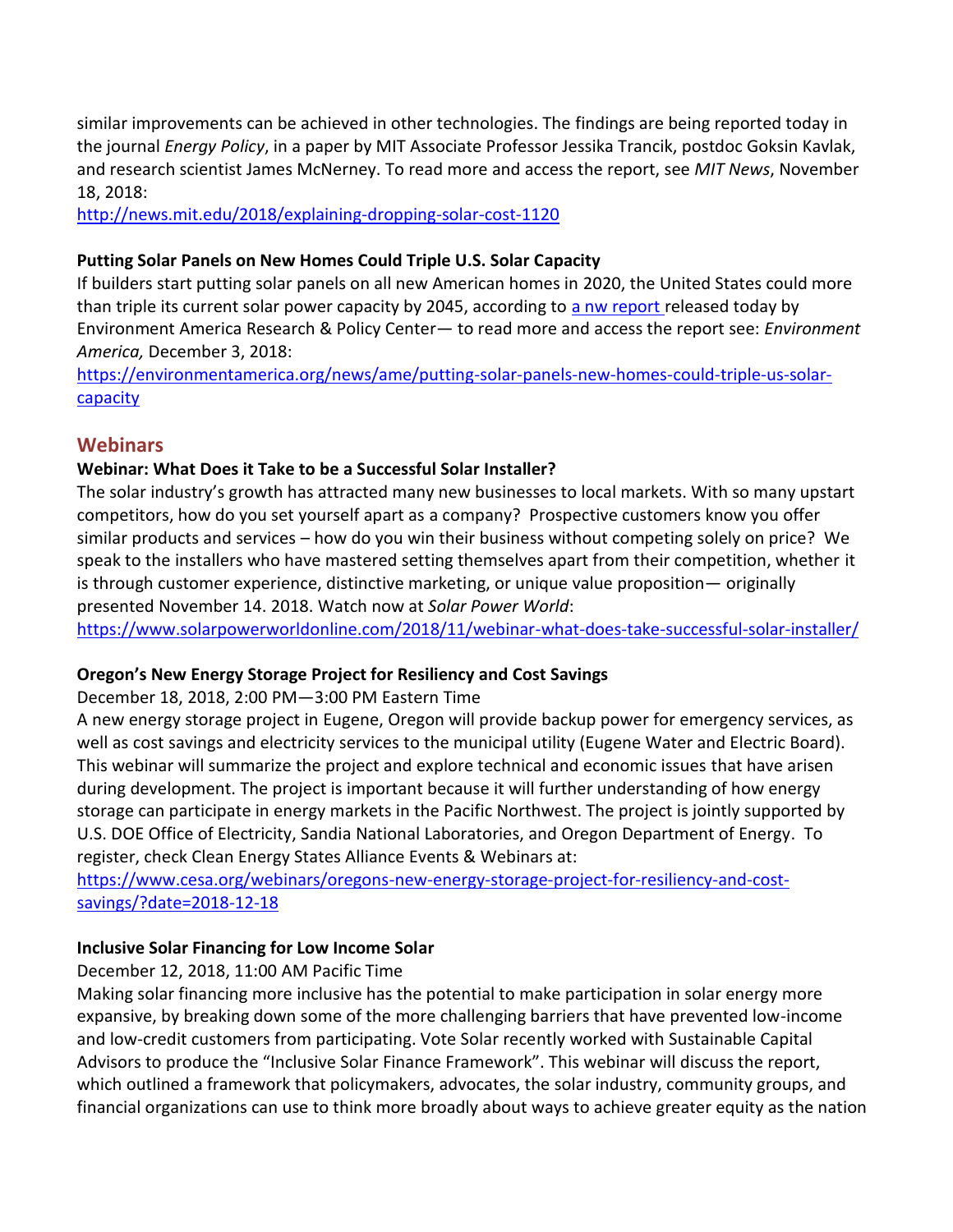similar improvements can be achieved in other technologies. The findings are being reported today in the journal *Energy Policy*, in a paper by MIT Associate Professor Jessika Trancik, postdoc Goksin Kavlak, and research scientist James McNerney. To read more and access the report, see *MIT News*, November 18, 2018:
http://news.mit.edu/2018/explaining-dropping-solar-cost-1120

**Putting Solar Panels on New Homes Could Triple U.S. Solar Capacity**
If builders start putting solar panels on all new American homes in 2020, the United States could more than triple its current solar power capacity by 2045, according to a nw report released today by Environment America Research & Policy Center— to read more and access the report see: *Environment America,* December 3, 2018:
https://environmentamerica.org/news/ame/putting-solar-panels-new-homes-could-triple-us-solar-capacity

## Webinars

**Webinar: What Does it Take to be a Successful Solar Installer?**
The solar industry's growth has attracted many new businesses to local markets. With so many upstart competitors, how do you set yourself apart as a company? Prospective customers know you offer similar products and services – how do you win their business without competing solely on price? We speak to the installers who have mastered setting themselves apart from their competition, whether it is through customer experience, distinctive marketing, or unique value proposition— originally presented November 14. 2018. Watch now at *Solar Power World*:
https://www.solarpowerworldonline.com/2018/11/webinar-what-does-take-successful-solar-installer/

**Oregon's New Energy Storage Project for Resiliency and Cost Savings**
December 18, 2018, 2:00 PM—3:00 PM Eastern Time
A new energy storage project in Eugene, Oregon will provide backup power for emergency services, as well as cost savings and electricity services to the municipal utility (Eugene Water and Electric Board). This webinar will summarize the project and explore technical and economic issues that have arisen during development. The project is important because it will further understanding of how energy storage can participate in energy markets in the Pacific Northwest. The project is jointly supported by U.S. DOE Office of Electricity, Sandia National Laboratories, and Oregon Department of Energy. To register, check Clean Energy States Alliance Events & Webinars at:
https://www.cesa.org/webinars/oregons-new-energy-storage-project-for-resiliency-and-cost-savings/?date=2018-12-18

**Inclusive Solar Financing for Low Income Solar**
December 12, 2018, 11:00 AM Pacific Time
Making solar financing more inclusive has the potential to make participation in solar energy more expansive, by breaking down some of the more challenging barriers that have prevented low-income and low-credit customers from participating. Vote Solar recently worked with Sustainable Capital Advisors to produce the "Inclusive Solar Finance Framework". This webinar will discuss the report, which outlined a framework that policymakers, advocates, the solar industry, community groups, and financial organizations can use to think more broadly about ways to achieve greater equity as the nation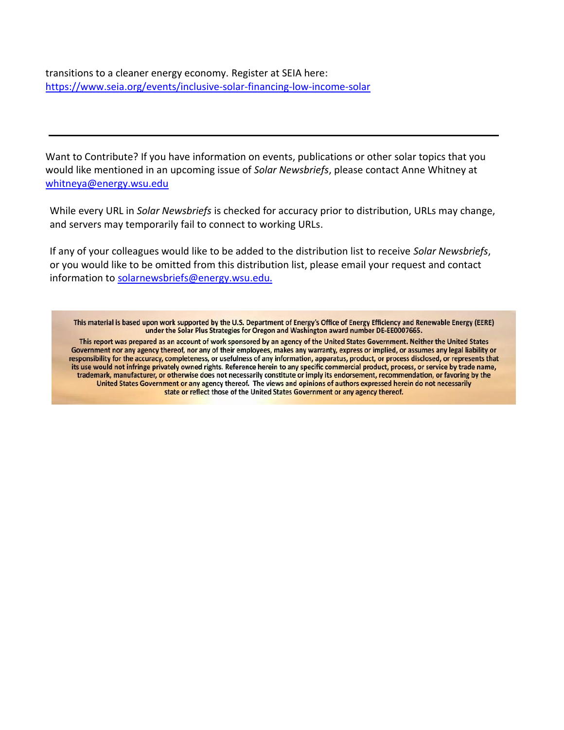transitions to a cleaner energy economy. Register at SEIA here: https://www.seia.org/events/inclusive-solar-financing-low-income-solar

---

Want to Contribute? If you have information on events, publications or other solar topics that you would like mentioned in an upcoming issue of *Solar Newsbriefs*, please contact Anne Whitney at whitneya@energy.wsu.edu

While every URL in *Solar Newsbriefs* is checked for accuracy prior to distribution, URLs may change, and servers may temporarily fail to connect to working URLs.

If any of your colleagues would like to be added to the distribution list to receive *Solar Newsbriefs*, or you would like to be omitted from this distribution list, please email your request and contact information to solarnewsbriefs@energy.wsu.edu.

**This material is based upon work supported by the U.S. Department of Energy's Office of Energy Efficiency and Renewable Energy (EERE) under the Solar Plus Strategies for Oregon and Washington award number DE-EE0007665.**

**This report was prepared as an account of work sponsored by an agency of the United States Government. Neither the United States Government nor any agency thereof, nor any of their employees, makes any warranty, express or implied, or assumes any legal liability or responsibility for the accuracy, completeness, or usefulness of any information, apparatus, product, or process disclosed, or represents that its use would not infringe privately owned rights. Reference herein to any specific commercial product, process, or service by trade name, trademark, manufacturer, or otherwise does not necessarily constitute or imply its endorsement, recommendation, or favoring by the United States Government or any agency thereof. The views and opinions of authors expressed herein do not necessarily state or reflect those of the United States Government or any agency thereof.**